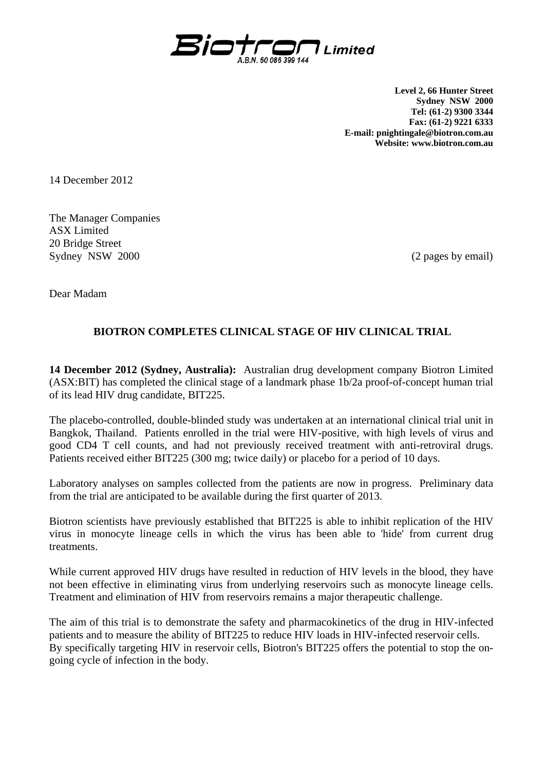**Biotron Limited**
A.B.N. 60 086 399 144

**Level 2, 66 Hunter Street**
**Sydney NSW 2000**
**Tel: (61-2) 9300 3344**
**Fax: (61-2) 9221 6333**
**E-mail: pnightingale@biotron.com.au**
**Website: www.biotron.com.au**

14 December 2012

The Manager Companies
ASX Limited
20 Bridge Street
Sydney NSW 2000

(2 pages by email)

Dear Madam

## BIOTRON COMPLETES CLINICAL STAGE OF HIV CLINICAL TRIAL

**14 December 2012 (Sydney, Australia):** Australian drug development company Biotron Limited (ASX:BIT) has completed the clinical stage of a landmark phase 1b/2a proof-of-concept human trial of its lead HIV drug candidate, BIT225.

The placebo-controlled, double-blinded study was undertaken at an international clinical trial unit in Bangkok, Thailand. Patients enrolled in the trial were HIV-positive, with high levels of virus and good CD4 T cell counts, and had not previously received treatment with anti-retroviral drugs. Patients received either BIT225 (300 mg; twice daily) or placebo for a period of 10 days.

Laboratory analyses on samples collected from the patients are now in progress. Preliminary data from the trial are anticipated to be available during the first quarter of 2013.

Biotron scientists have previously established that BIT225 is able to inhibit replication of the HIV virus in monocyte lineage cells in which the virus has been able to 'hide' from current drug treatments.

While current approved HIV drugs have resulted in reduction of HIV levels in the blood, they have not been effective in eliminating virus from underlying reservoirs such as monocyte lineage cells. Treatment and elimination of HIV from reservoirs remains a major therapeutic challenge.

The aim of this trial is to demonstrate the safety and pharmacokinetics of the drug in HIV-infected patients and to measure the ability of BIT225 to reduce HIV loads in HIV-infected reservoir cells. By specifically targeting HIV in reservoir cells, Biotron's BIT225 offers the potential to stop the on-going cycle of infection in the body.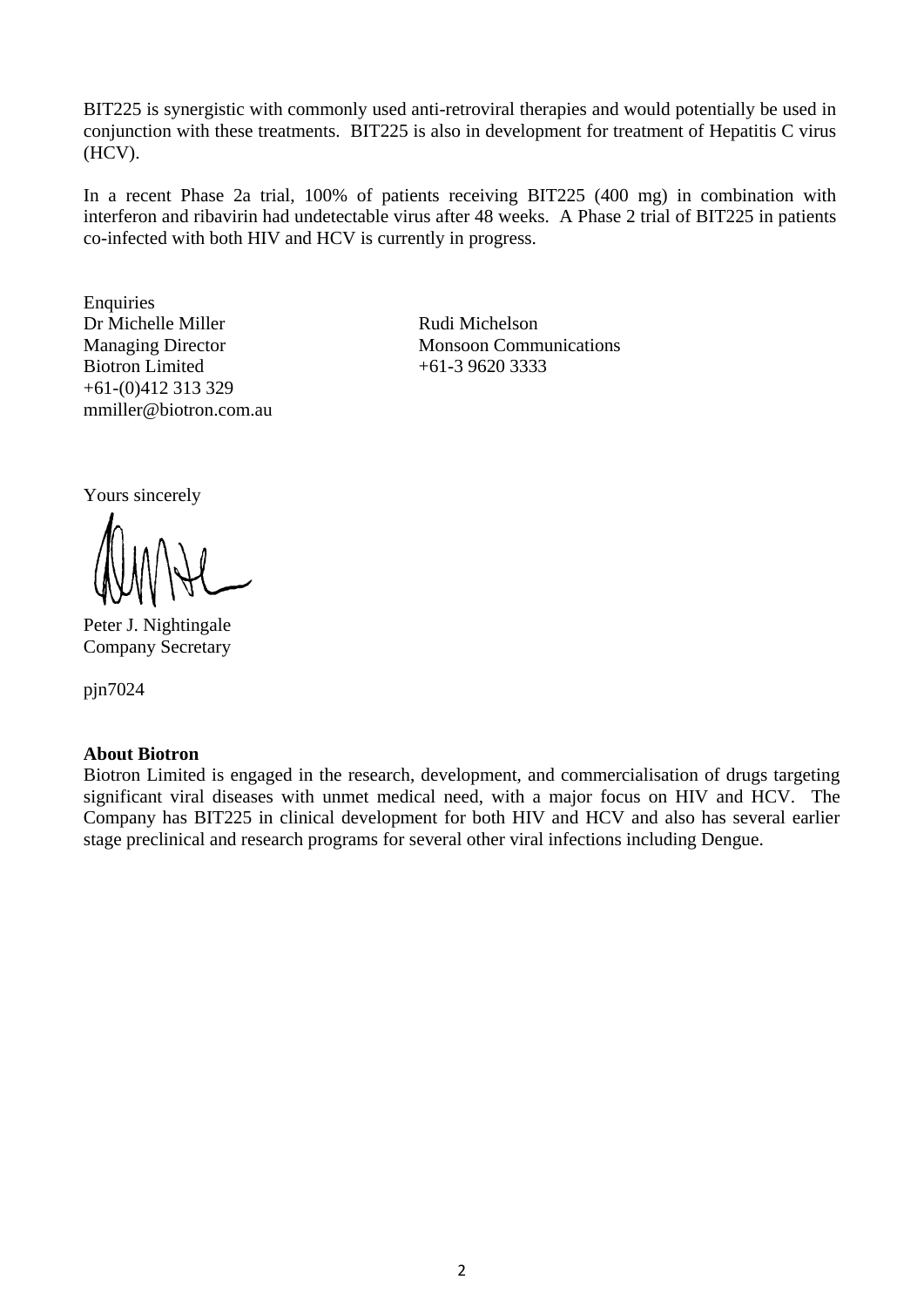BIT225 is synergistic with commonly used anti-retroviral therapies and would potentially be used in conjunction with these treatments. BIT225 is also in development for treatment of Hepatitis C virus (HCV).

In a recent Phase 2a trial, 100% of patients receiving BIT225 (400 mg) in combination with interferon and ribavirin had undetectable virus after 48 weeks. A Phase 2 trial of BIT225 in patients co-infected with both HIV and HCV is currently in progress.

Enquiries

| | |
|---|---|
| Dr Michelle Miller | Rudi Michelson |
| Managing Director | Monsoon Communications |
| Biotron Limited | +61-3 9620 3333 |
| +61-(0)412 313 329 | |
| mmiller@biotron.com.au | |

Yours sincerely

Peter J. Nightingale
Company Secretary

pjn7024

**About Biotron**

Biotron Limited is engaged in the research, development, and commercialisation of drugs targeting significant viral diseases with unmet medical need, with a major focus on HIV and HCV. The Company has BIT225 in clinical development for both HIV and HCV and also has several earlier stage preclinical and research programs for several other viral infections including Dengue.